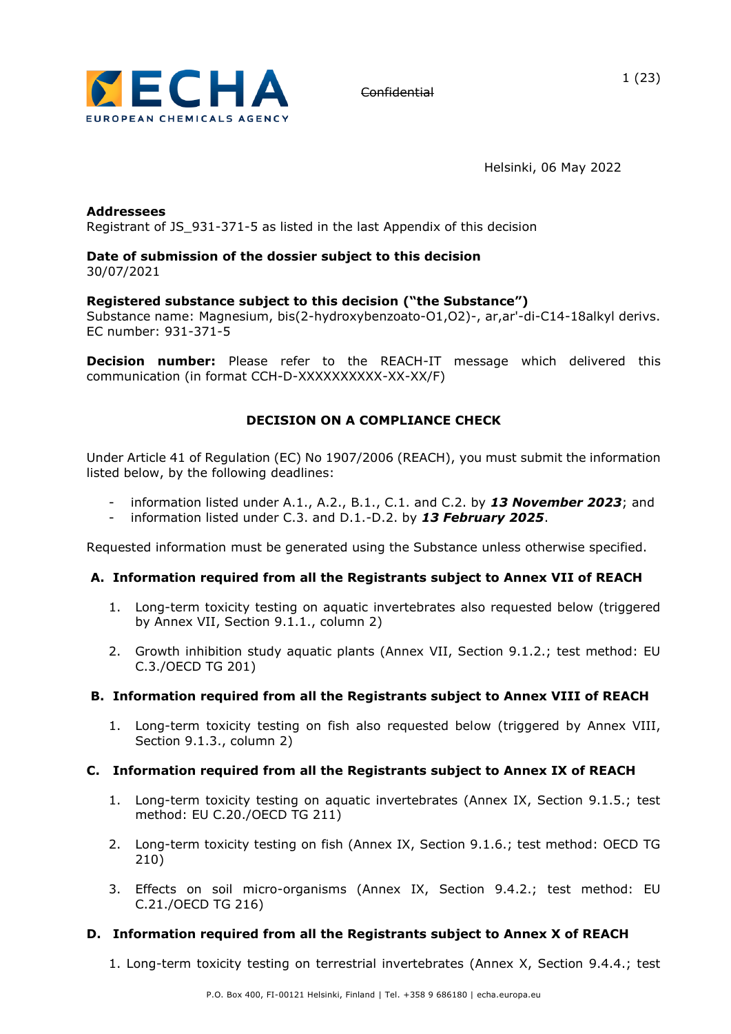~~Confidential~~

Helsinki, 06 May 2022

**Addressees**
Registrant of JS_931-371-5 as listed in the last Appendix of this decision

**Date of submission of the dossier subject to this decision**
30/07/2021

**Registered substance subject to this decision ("the Substance")**
Substance name: Magnesium, bis(2-hydroxybenzoato-O1,O2)-, ar,ar'-di-C14-18alkyl derivs.
EC number: 931-371-5

**Decision number:** Please refer to the REACH-IT message which delivered this communication (in format CCH-D-XXXXXXXXXX-XX-XX/F)

## DECISION ON A COMPLIANCE CHECK

Under Article 41 of Regulation (EC) No 1907/2006 (REACH), you must submit the information listed below, by the following deadlines:

- information listed under A.1., A.2., B.1., C.1. and C.2. by ***13 November 2023***; and
- information listed under C.3. and D.1.-D.2. by ***13 February 2025***.

Requested information must be generated using the Substance unless otherwise specified.

### A. Information required from all the Registrants subject to Annex VII of REACH

1. Long-term toxicity testing on aquatic invertebrates also requested below (triggered by Annex VII, Section 9.1.1., column 2)
2. Growth inhibition study aquatic plants (Annex VII, Section 9.1.2.; test method: EU C.3./OECD TG 201)

### B. Information required from all the Registrants subject to Annex VIII of REACH

1. Long-term toxicity testing on fish also requested below (triggered by Annex VIII, Section 9.1.3., column 2)

### C. Information required from all the Registrants subject to Annex IX of REACH

1. Long-term toxicity testing on aquatic invertebrates (Annex IX, Section 9.1.5.; test method: EU C.20./OECD TG 211)
2. Long-term toxicity testing on fish (Annex IX, Section 9.1.6.; test method: OECD TG 210)
3. Effects on soil micro-organisms (Annex IX, Section 9.4.2.; test method: EU C.21./OECD TG 216)

### D. Information required from all the Registrants subject to Annex X of REACH

1. Long-term toxicity testing on terrestrial invertebrates (Annex X, Section 9.4.4.; test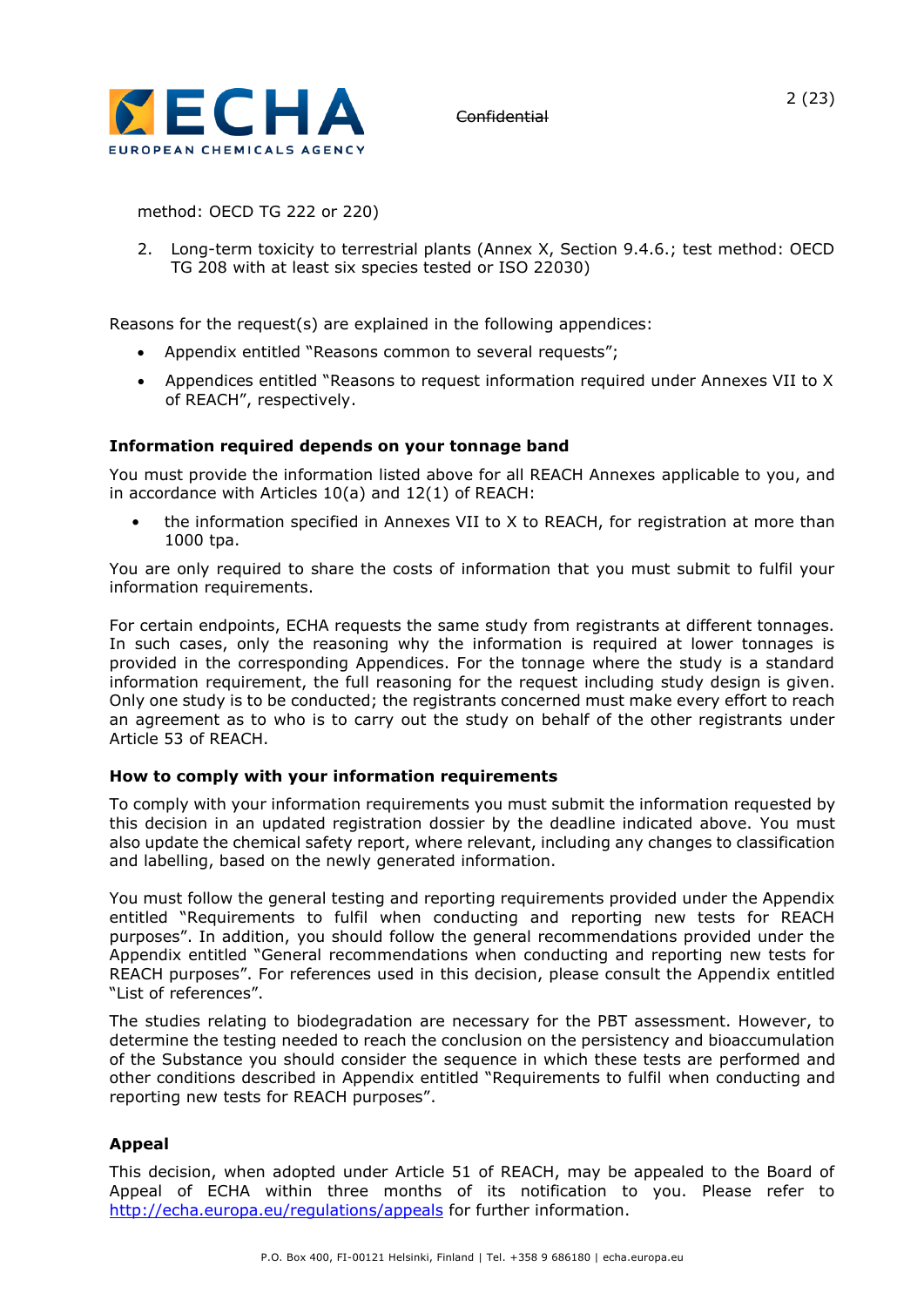method: OECD TG 222 or 220)

2. Long-term toxicity to terrestrial plants (Annex X, Section 9.4.6.; test method: OECD TG 208 with at least six species tested or ISO 22030)

Reasons for the request(s) are explained in the following appendices:

- Appendix entitled "Reasons common to several requests";
- Appendices entitled "Reasons to request information required under Annexes VII to X of REACH", respectively.

**Information required depends on your tonnage band**

You must provide the information listed above for all REACH Annexes applicable to you, and in accordance with Articles 10(a) and 12(1) of REACH:

- the information specified in Annexes VII to X to REACH, for registration at more than 1000 tpa.

You are only required to share the costs of information that you must submit to fulfil your information requirements.

For certain endpoints, ECHA requests the same study from registrants at different tonnages. In such cases, only the reasoning why the information is required at lower tonnages is provided in the corresponding Appendices. For the tonnage where the study is a standard information requirement, the full reasoning for the request including study design is given. Only one study is to be conducted; the registrants concerned must make every effort to reach an agreement as to who is to carry out the study on behalf of the other registrants under Article 53 of REACH.

**How to comply with your information requirements**

To comply with your information requirements you must submit the information requested by this decision in an updated registration dossier by the deadline indicated above. You must also update the chemical safety report, where relevant, including any changes to classification and labelling, based on the newly generated information.

You must follow the general testing and reporting requirements provided under the Appendix entitled "Requirements to fulfil when conducting and reporting new tests for REACH purposes". In addition, you should follow the general recommendations provided under the Appendix entitled "General recommendations when conducting and reporting new tests for REACH purposes". For references used in this decision, please consult the Appendix entitled "List of references".

The studies relating to biodegradation are necessary for the PBT assessment. However, to determine the testing needed to reach the conclusion on the persistency and bioaccumulation of the Substance you should consider the sequence in which these tests are performed and other conditions described in Appendix entitled "Requirements to fulfil when conducting and reporting new tests for REACH purposes".

**Appeal**

This decision, when adopted under Article 51 of REACH, may be appealed to the Board of Appeal of ECHA within three months of its notification to you. Please refer to http://echa.europa.eu/regulations/appeals for further information.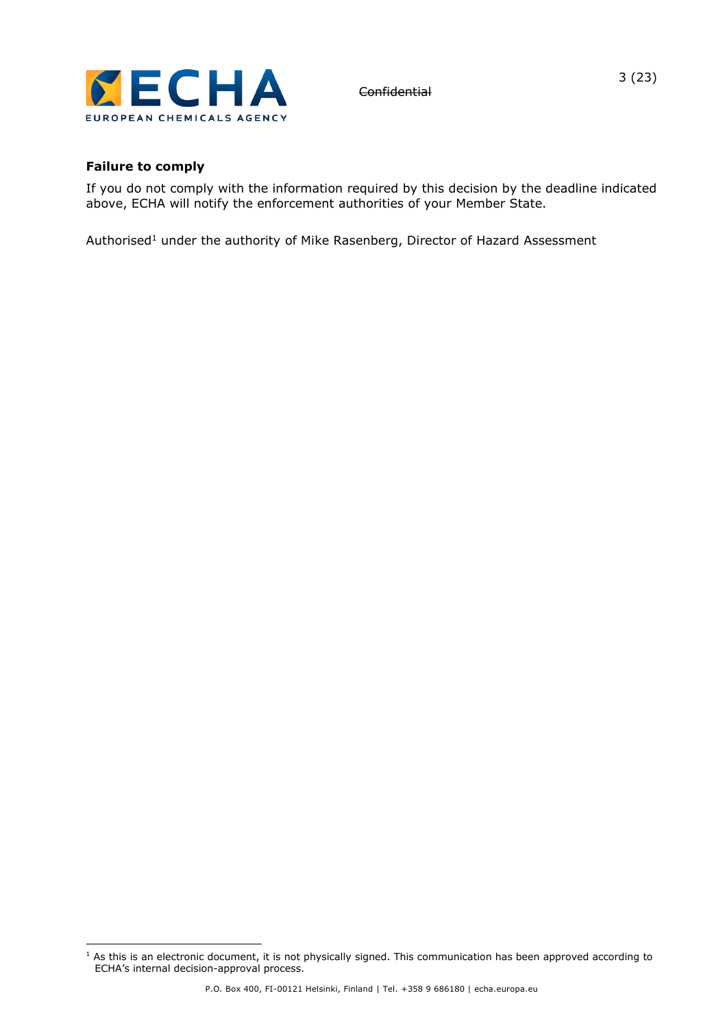**Failure to comply**

If you do not comply with the information required by this decision by the deadline indicated above, ECHA will notify the enforcement authorities of your Member State.

Authorised[1] under the authority of Mike Rasenberg, Director of Hazard Assessment

[1] As this is an electronic document, it is not physically signed. This communication has been approved according to ECHA's internal decision-approval process.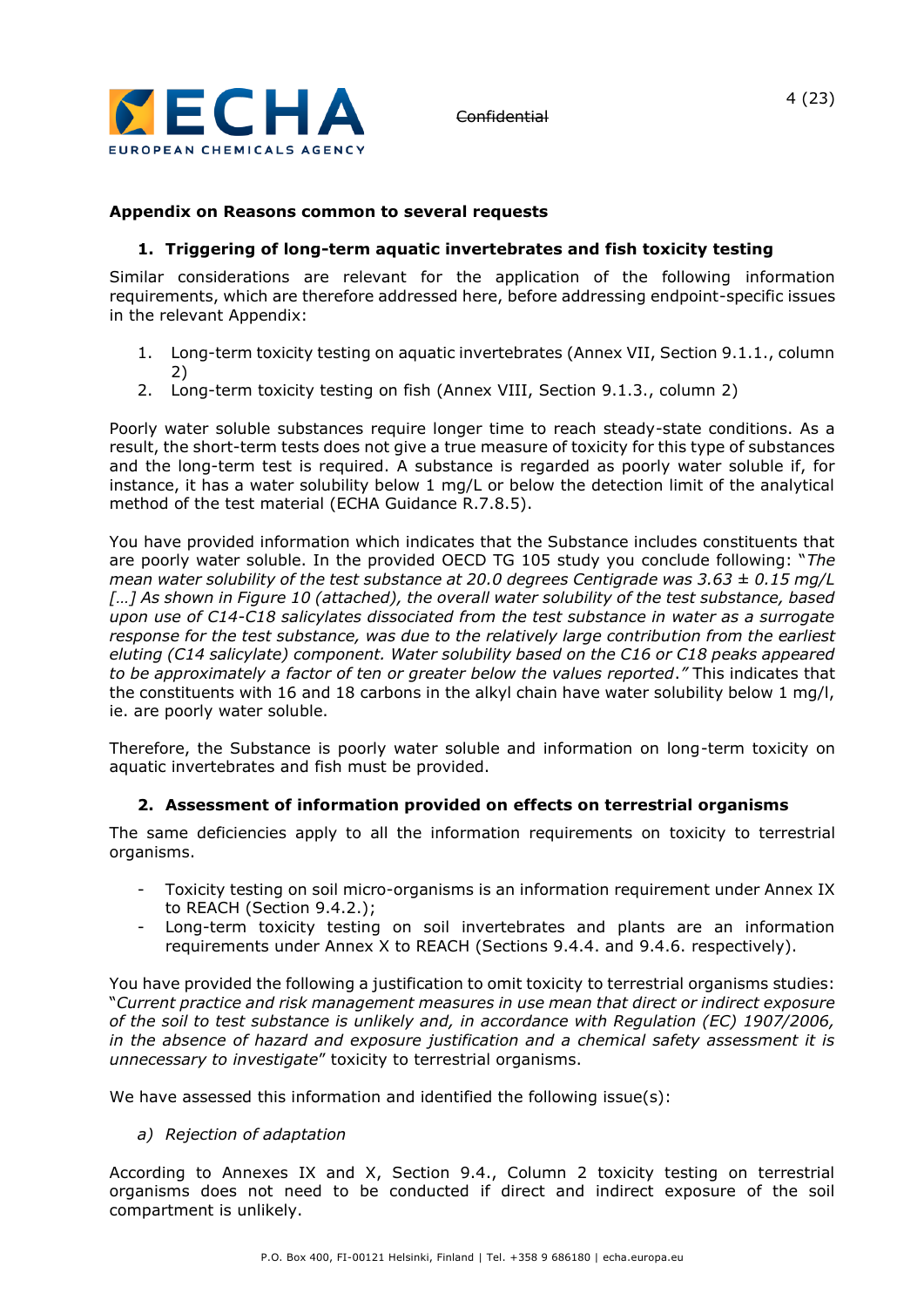**Appendix on Reasons common to several requests**

**1. Triggering of long-term aquatic invertebrates and fish toxicity testing**

Similar considerations are relevant for the application of the following information requirements, which are therefore addressed here, before addressing endpoint-specific issues in the relevant Appendix:

1. Long-term toxicity testing on aquatic invertebrates (Annex VII, Section 9.1.1., column 2)
2. Long-term toxicity testing on fish (Annex VIII, Section 9.1.3., column 2)

Poorly water soluble substances require longer time to reach steady-state conditions. As a result, the short-term tests does not give a true measure of toxicity for this type of substances and the long-term test is required. A substance is regarded as poorly water soluble if, for instance, it has a water solubility below 1 mg/L or below the detection limit of the analytical method of the test material (ECHA Guidance R.7.8.5).

You have provided information which indicates that the Substance includes constituents that are poorly water soluble. In the provided OECD TG 105 study you conclude following: "*The mean water solubility of the test substance at 20.0 degrees Centigrade was 3.63 ± 0.15 mg/L […] As shown in Figure 10 (attached), the overall water solubility of the test substance, based upon use of C14-C18 salicylates dissociated from the test substance in water as a surrogate response for the test substance, was due to the relatively large contribution from the earliest eluting (C14 salicylate) component. Water solubility based on the C16 or C18 peaks appeared to be approximately a factor of ten or greater below the values reported*." This indicates that the constituents with 16 and 18 carbons in the alkyl chain have water solubility below 1 mg/l, ie. are poorly water soluble.

Therefore, the Substance is poorly water soluble and information on long-term toxicity on aquatic invertebrates and fish must be provided.

**2. Assessment of information provided on effects on terrestrial organisms**

The same deficiencies apply to all the information requirements on toxicity to terrestrial organisms.

- Toxicity testing on soil micro-organisms is an information requirement under Annex IX to REACH (Section 9.4.2.);
- Long-term toxicity testing on soil invertebrates and plants are an information requirements under Annex X to REACH (Sections 9.4.4. and 9.4.6. respectively).

You have provided the following a justification to omit toxicity to terrestrial organisms studies: "*Current practice and risk management measures in use mean that direct or indirect exposure of the soil to test substance is unlikely and, in accordance with Regulation (EC) 1907/2006, in the absence of hazard and exposure justification and a chemical safety assessment it is unnecessary to investigate*" toxicity to terrestrial organisms.

We have assessed this information and identified the following issue(s):

*a) Rejection of adaptation*

According to Annexes IX and X, Section 9.4., Column 2 toxicity testing on terrestrial organisms does not need to be conducted if direct and indirect exposure of the soil compartment is unlikely.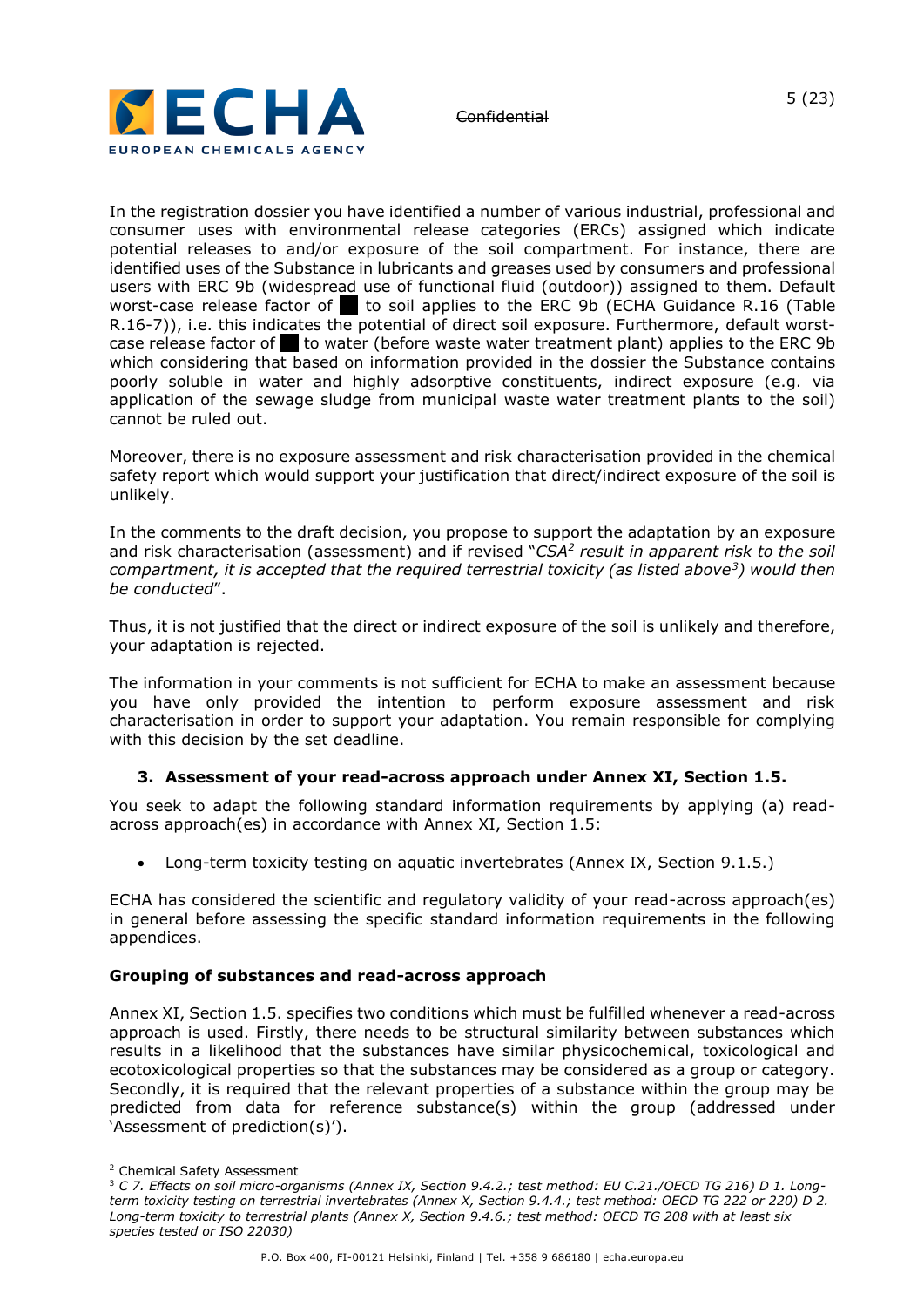In the registration dossier you have identified a number of various industrial, professional and consumer uses with environmental release categories (ERCs) assigned which indicate potential releases to and/or exposure of the soil compartment. For instance, there are identified uses of the Substance in lubricants and greases used by consumers and professional users with ERC 9b (widespread use of functional fluid (outdoor)) assigned to them. Default worst-case release factor of ██ to soil applies to the ERC 9b (ECHA Guidance R.16 (Table R.16-7)), i.e. this indicates the potential of direct soil exposure. Furthermore, default worst-case release factor of ██ to water (before waste water treatment plant) applies to the ERC 9b which considering that based on information provided in the dossier the Substance contains poorly soluble in water and highly adsorptive constituents, indirect exposure (e.g. via application of the sewage sludge from municipal waste water treatment plants to the soil) cannot be ruled out.

Moreover, there is no exposure assessment and risk characterisation provided in the chemical safety report which would support your justification that direct/indirect exposure of the soil is unlikely.

In the comments to the draft decision, you propose to support the adaptation by an exposure and risk characterisation (assessment) and if revised "*CSA*[2] *result in apparent risk to the soil compartment, it is accepted that the required terrestrial toxicity (as listed above*[3]*) would then be conducted*".

Thus, it is not justified that the direct or indirect exposure of the soil is unlikely and therefore, your adaptation is rejected.

The information in your comments is not sufficient for ECHA to make an assessment because you have only provided the intention to perform exposure assessment and risk characterisation in order to support your adaptation. You remain responsible for complying with this decision by the set deadline.

### 3. Assessment of your read-across approach under Annex XI, Section 1.5.

You seek to adapt the following standard information requirements by applying (a) read-across approach(es) in accordance with Annex XI, Section 1.5:

- Long-term toxicity testing on aquatic invertebrates (Annex IX, Section 9.1.5.)

ECHA has considered the scientific and regulatory validity of your read-across approach(es) in general before assessing the specific standard information requirements in the following appendices.

**Grouping of substances and read-across approach**

Annex XI, Section 1.5. specifies two conditions which must be fulfilled whenever a read-across approach is used. Firstly, there needs to be structural similarity between substances which results in a likelihood that the substances have similar physicochemical, toxicological and ecotoxicological properties so that the substances may be considered as a group or category. Secondly, it is required that the relevant properties of a substance within the group may be predicted from data for reference substance(s) within the group (addressed under 'Assessment of prediction(s)').

---

[2] Chemical Safety Assessment

[3] *C 7. Effects on soil micro-organisms (Annex IX, Section 9.4.2.; test method: EU C.21./OECD TG 216) D 1. Long-term toxicity testing on terrestrial invertebrates (Annex X, Section 9.4.4.; test method: OECD TG 222 or 220) D 2. Long-term toxicity to terrestrial plants (Annex X, Section 9.4.6.; test method: OECD TG 208 with at least six species tested or ISO 22030)*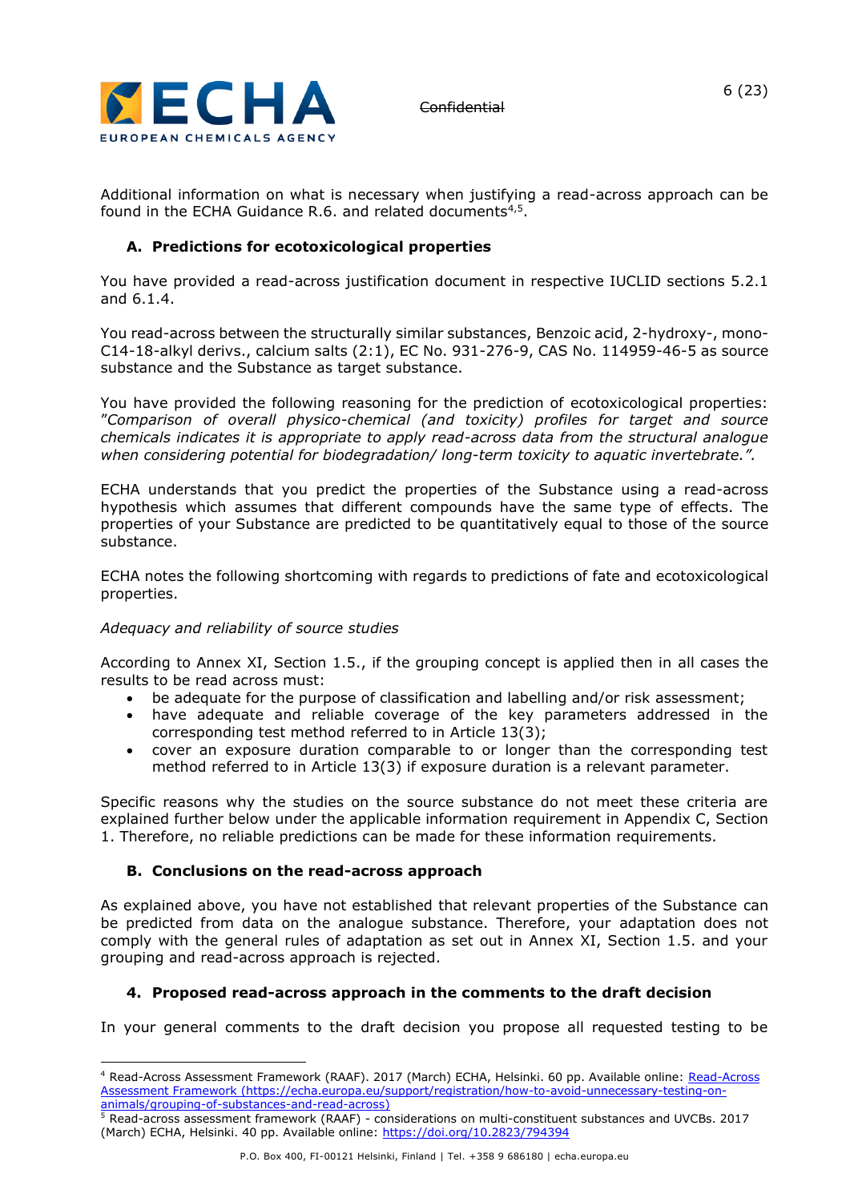Additional information on what is necessary when justifying a read-across approach can be found in the ECHA Guidance R.6. and related documents[4,5].

### A. Predictions for ecotoxicological properties

You have provided a read-across justification document in respective IUCLID sections 5.2.1 and 6.1.4.

You read-across between the structurally similar substances, Benzoic acid, 2-hydroxy-, mono-C14-18-alkyl derivs., calcium salts (2:1), EC No. 931-276-9, CAS No. 114959-46-5 as source substance and the Substance as target substance.

You have provided the following reasoning for the prediction of ecotoxicological properties: "*Comparison of overall physico-chemical (and toxicity) profiles for target and source chemicals indicates it is appropriate to apply read-across data from the structural analogue when considering potential for biodegradation/ long-term toxicity to aquatic invertebrate.*".

ECHA understands that you predict the properties of the Substance using a read-across hypothesis which assumes that different compounds have the same type of effects. The properties of your Substance are predicted to be quantitatively equal to those of the source substance.

ECHA notes the following shortcoming with regards to predictions of fate and ecotoxicological properties.

*Adequacy and reliability of source studies*

According to Annex XI, Section 1.5., if the grouping concept is applied then in all cases the results to be read across must:

- be adequate for the purpose of classification and labelling and/or risk assessment;
- have adequate and reliable coverage of the key parameters addressed in the corresponding test method referred to in Article 13(3);
- cover an exposure duration comparable to or longer than the corresponding test method referred to in Article 13(3) if exposure duration is a relevant parameter.

Specific reasons why the studies on the source substance do not meet these criteria are explained further below under the applicable information requirement in Appendix C, Section 1. Therefore, no reliable predictions can be made for these information requirements.

### B. Conclusions on the read-across approach

As explained above, you have not established that relevant properties of the Substance can be predicted from data on the analogue substance. Therefore, your adaptation does not comply with the general rules of adaptation as set out in Annex XI, Section 1.5. and your grouping and read-across approach is rejected.

### 4. Proposed read-across approach in the comments to the draft decision

In your general comments to the draft decision you propose all requested testing to be

---

[4] Read-Across Assessment Framework (RAAF). 2017 (March) ECHA, Helsinki. 60 pp. Available online: Read-Across Assessment Framework (https://echa.europa.eu/support/registration/how-to-avoid-unnecessary-testing-on-animals/grouping-of-substances-and-read-across)

[5] Read-across assessment framework (RAAF) - considerations on multi-constituent substances and UVCBs. 2017 (March) ECHA, Helsinki. 40 pp. Available online: https://doi.org/10.2823/794394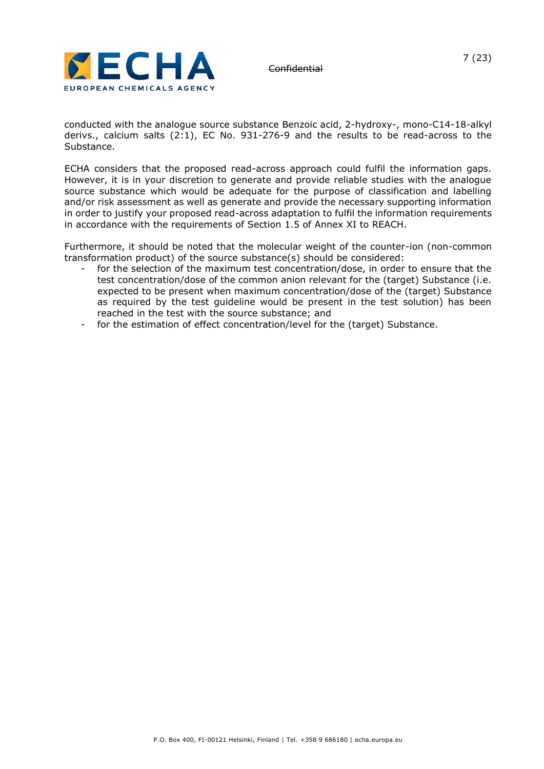conducted with the analogue source substance Benzoic acid, 2-hydroxy-, mono-C14-18-alkyl derivs., calcium salts (2:1), EC No. 931-276-9 and the results to be read-across to the Substance.

ECHA considers that the proposed read-across approach could fulfil the information gaps. However, it is in your discretion to generate and provide reliable studies with the analogue source substance which would be adequate for the purpose of classification and labelling and/or risk assessment as well as generate and provide the necessary supporting information in order to justify your proposed read-across adaptation to fulfil the information requirements in accordance with the requirements of Section 1.5 of Annex XI to REACH.

Furthermore, it should be noted that the molecular weight of the counter-ion (non-common transformation product) of the source substance(s) should be considered:

- for the selection of the maximum test concentration/dose, in order to ensure that the test concentration/dose of the common anion relevant for the (target) Substance (i.e. expected to be present when maximum concentration/dose of the (target) Substance as required by the test guideline would be present in the test solution) has been reached in the test with the source substance; and
- for the estimation of effect concentration/level for the (target) Substance.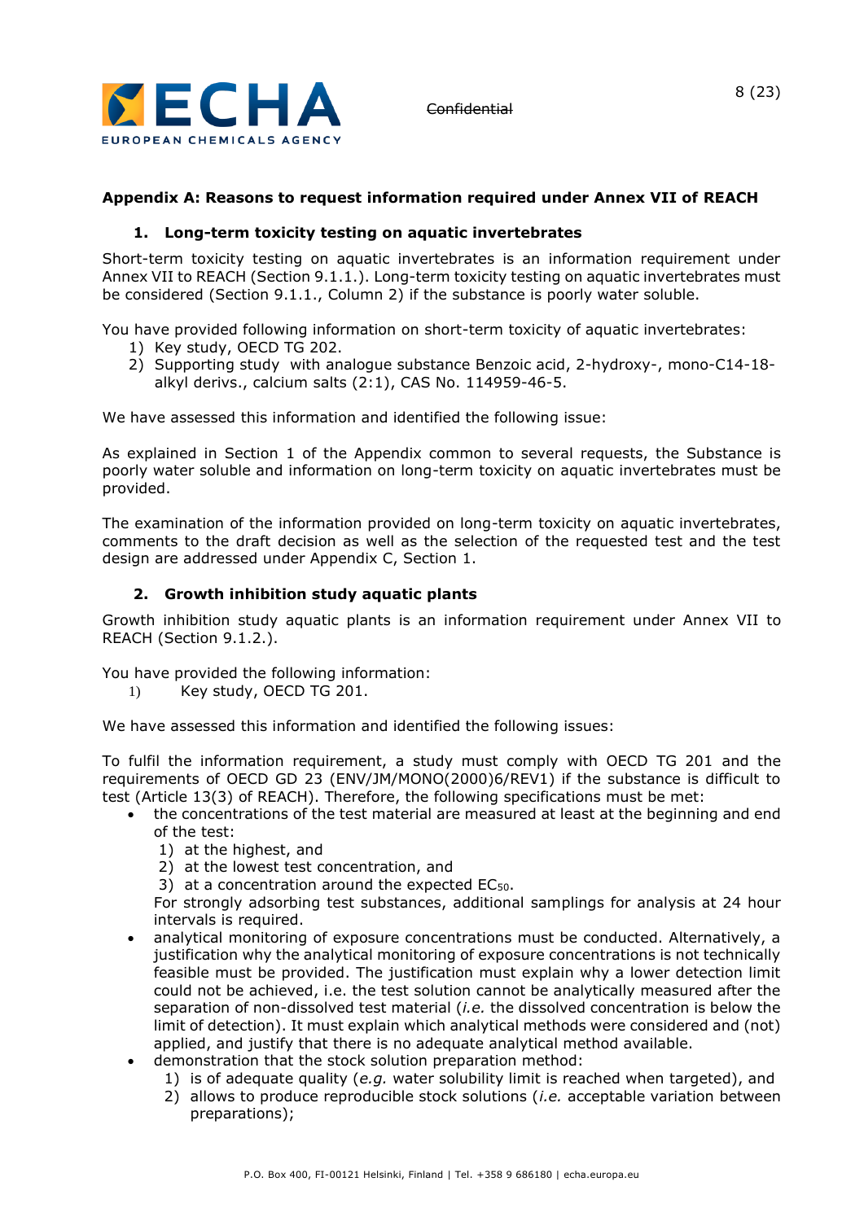## Appendix A: Reasons to request information required under Annex VII of REACH

### 1. Long-term toxicity testing on aquatic invertebrates

Short-term toxicity testing on aquatic invertebrates is an information requirement under Annex VII to REACH (Section 9.1.1.). Long-term toxicity testing on aquatic invertebrates must be considered (Section 9.1.1., Column 2) if the substance is poorly water soluble.

You have provided following information on short-term toxicity of aquatic invertebrates:

1) Key study, OECD TG 202.
2) Supporting study with analogue substance Benzoic acid, 2-hydroxy-, mono-C14-18-alkyl derivs., calcium salts (2:1), CAS No. 114959-46-5.

We have assessed this information and identified the following issue:

As explained in Section 1 of the Appendix common to several requests, the Substance is poorly water soluble and information on long-term toxicity on aquatic invertebrates must be provided.

The examination of the information provided on long-term toxicity on aquatic invertebrates, comments to the draft decision as well as the selection of the requested test and the test design are addressed under Appendix C, Section 1.

### 2. Growth inhibition study aquatic plants

Growth inhibition study aquatic plants is an information requirement under Annex VII to REACH (Section 9.1.2.).

You have provided the following information:

1) Key study, OECD TG 201.

We have assessed this information and identified the following issues:

To fulfil the information requirement, a study must comply with OECD TG 201 and the requirements of OECD GD 23 (ENV/JM/MONO(2000)6/REV1) if the substance is difficult to test (Article 13(3) of REACH). Therefore, the following specifications must be met:

- the concentrations of the test material are measured at least at the beginning and end of the test:
  1) at the highest, and
  2) at the lowest test concentration, and
  3) at a concentration around the expected $EC_{50}$.

  For strongly adsorbing test substances, additional samplings for analysis at 24 hour intervals is required.
- analytical monitoring of exposure concentrations must be conducted. Alternatively, a justification why the analytical monitoring of exposure concentrations is not technically feasible must be provided. The justification must explain why a lower detection limit could not be achieved, i.e. the test solution cannot be analytically measured after the separation of non-dissolved test material (*i.e.* the dissolved concentration is below the limit of detection). It must explain which analytical methods were considered and (not) applied, and justify that there is no adequate analytical method available.
- demonstration that the stock solution preparation method:
  1) is of adequate quality (*e.g.* water solubility limit is reached when targeted), and
  2) allows to produce reproducible stock solutions (*i.e.* acceptable variation between preparations);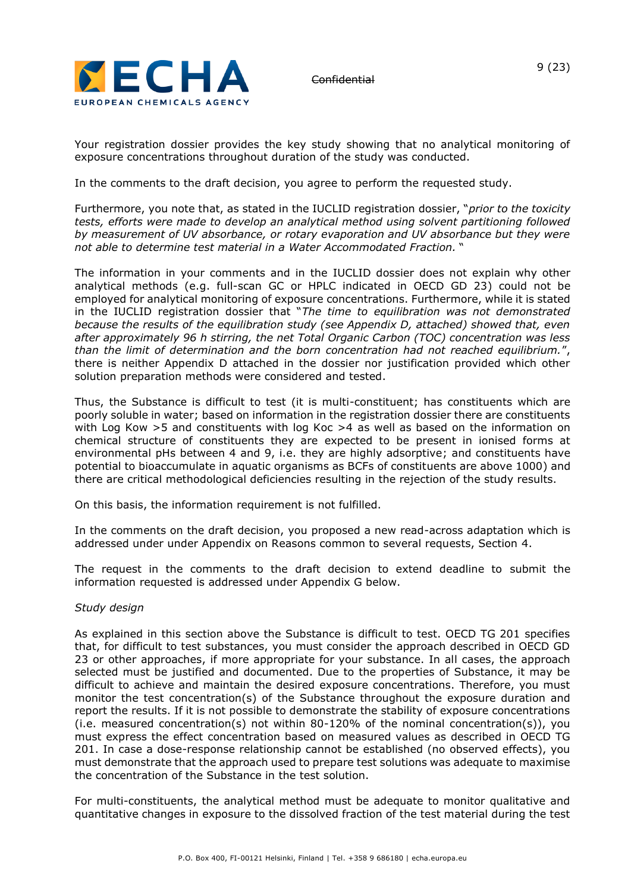Your registration dossier provides the key study showing that no analytical monitoring of exposure concentrations throughout duration of the study was conducted.

In the comments to the draft decision, you agree to perform the requested study.

Furthermore, you note that, as stated in the IUCLID registration dossier, "*prior to the toxicity tests, efforts were made to develop an analytical method using solvent partitioning followed by measurement of UV absorbance, or rotary evaporation and UV absorbance but they were not able to determine test material in a Water Accommodated Fraction.* "

The information in your comments and in the IUCLID dossier does not explain why other analytical methods (e.g. full-scan GC or HPLC indicated in OECD GD 23) could not be employed for analytical monitoring of exposure concentrations. Furthermore, while it is stated in the IUCLID registration dossier that "*The time to equilibration was not demonstrated because the results of the equilibration study (see Appendix D, attached) showed that, even after approximately 96 h stirring, the net Total Organic Carbon (TOC) concentration was less than the limit of determination and the born concentration had not reached equilibrium.*", there is neither Appendix D attached in the dossier nor justification provided which other solution preparation methods were considered and tested.

Thus, the Substance is difficult to test (it is multi-constituent; has constituents which are poorly soluble in water; based on information in the registration dossier there are constituents with Log Kow >5 and constituents with log Koc >4 as well as based on the information on chemical structure of constituents they are expected to be present in ionised forms at environmental pHs between 4 and 9, i.e. they are highly adsorptive; and constituents have potential to bioaccumulate in aquatic organisms as BCFs of constituents are above 1000) and there are critical methodological deficiencies resulting in the rejection of the study results.

On this basis, the information requirement is not fulfilled.

In the comments on the draft decision, you proposed a new read-across adaptation which is addressed under under Appendix on Reasons common to several requests, Section 4.

The request in the comments to the draft decision to extend deadline to submit the information requested is addressed under Appendix G below.

*Study design*

As explained in this section above the Substance is difficult to test. OECD TG 201 specifies that, for difficult to test substances, you must consider the approach described in OECD GD 23 or other approaches, if more appropriate for your substance. In all cases, the approach selected must be justified and documented. Due to the properties of Substance, it may be difficult to achieve and maintain the desired exposure concentrations. Therefore, you must monitor the test concentration(s) of the Substance throughout the exposure duration and report the results. If it is not possible to demonstrate the stability of exposure concentrations (i.e. measured concentration(s) not within 80-120% of the nominal concentration(s)), you must express the effect concentration based on measured values as described in OECD TG 201. In case a dose-response relationship cannot be established (no observed effects), you must demonstrate that the approach used to prepare test solutions was adequate to maximise the concentration of the Substance in the test solution.

For multi-constituents, the analytical method must be adequate to monitor qualitative and quantitative changes in exposure to the dissolved fraction of the test material during the test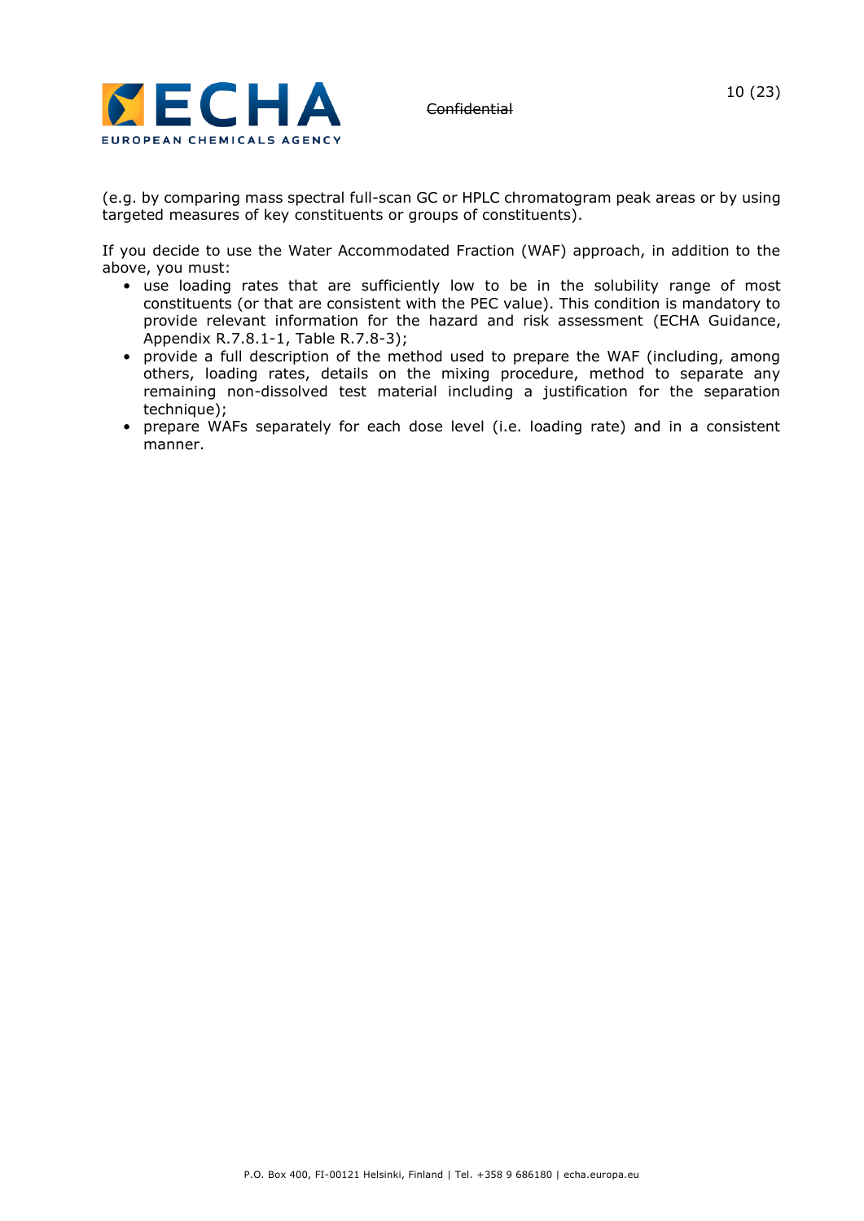(e.g. by comparing mass spectral full-scan GC or HPLC chromatogram peak areas or by using targeted measures of key constituents or groups of constituents).

If you decide to use the Water Accommodated Fraction (WAF) approach, in addition to the above, you must:

- use loading rates that are sufficiently low to be in the solubility range of most constituents (or that are consistent with the PEC value). This condition is mandatory to provide relevant information for the hazard and risk assessment (ECHA Guidance, Appendix R.7.8.1-1, Table R.7.8-3);
- provide a full description of the method used to prepare the WAF (including, among others, loading rates, details on the mixing procedure, method to separate any remaining non-dissolved test material including a justification for the separation technique);
- prepare WAFs separately for each dose level (i.e. loading rate) and in a consistent manner.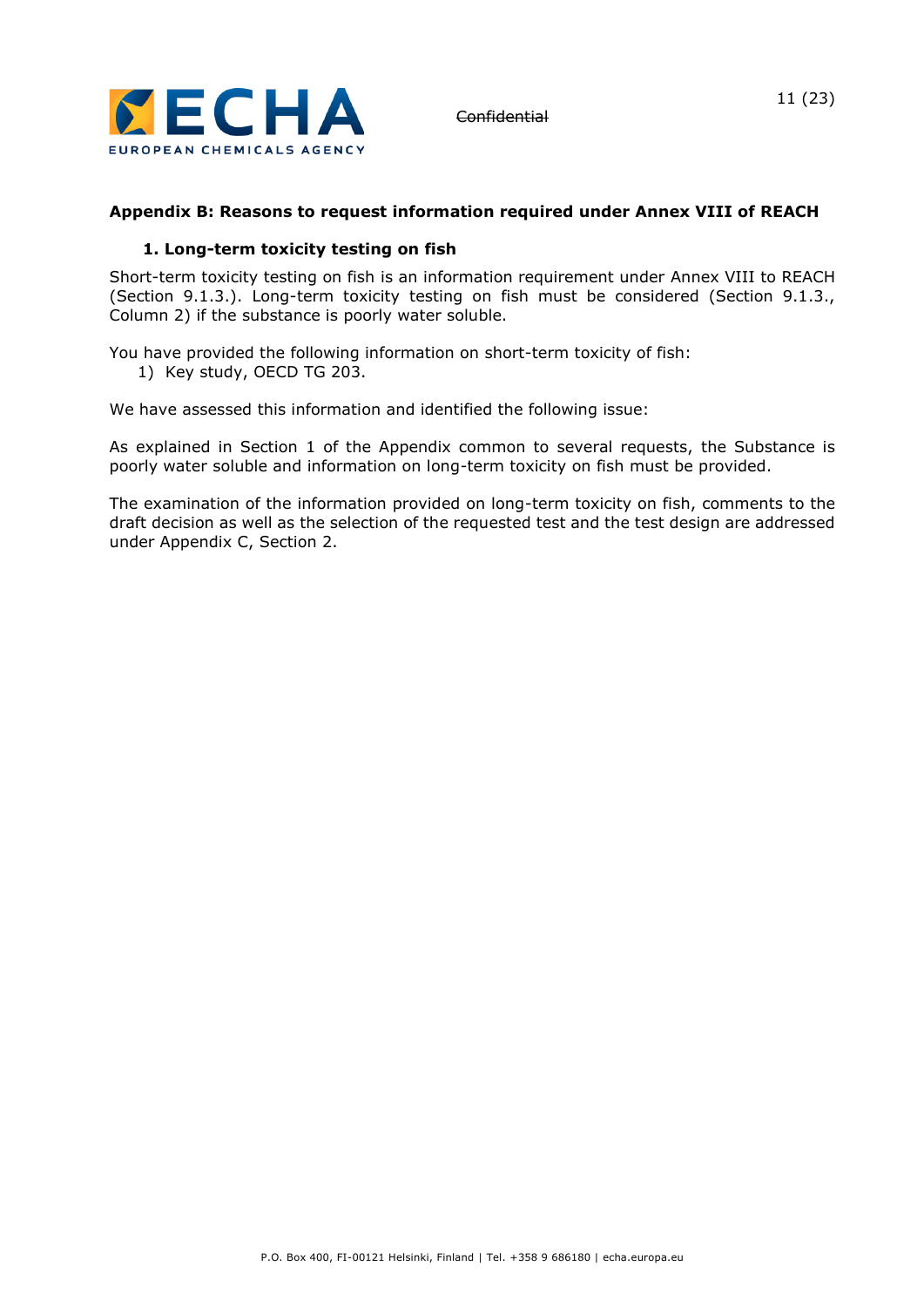## Appendix B: Reasons to request information required under Annex VIII of REACH

### 1. Long-term toxicity testing on fish

Short-term toxicity testing on fish is an information requirement under Annex VIII to REACH (Section 9.1.3.). Long-term toxicity testing on fish must be considered (Section 9.1.3., Column 2) if the substance is poorly water soluble.

You have provided the following information on short-term toxicity of fish:

1) Key study, OECD TG 203.

We have assessed this information and identified the following issue:

As explained in Section 1 of the Appendix common to several requests, the Substance is poorly water soluble and information on long-term toxicity on fish must be provided.

The examination of the information provided on long-term toxicity on fish, comments to the draft decision as well as the selection of the requested test and the test design are addressed under Appendix C, Section 2.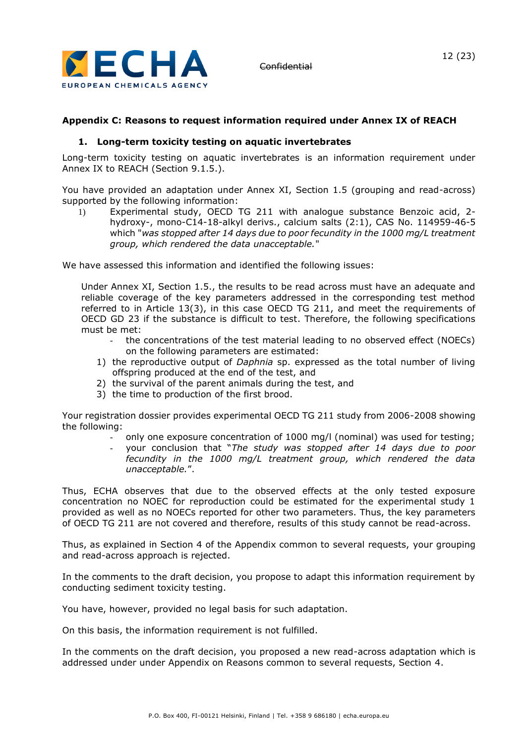## Appendix C: Reasons to request information required under Annex IX of REACH

### 1. Long-term toxicity testing on aquatic invertebrates

Long-term toxicity testing on aquatic invertebrates is an information requirement under Annex IX to REACH (Section 9.1.5.).

You have provided an adaptation under Annex XI, Section 1.5 (grouping and read-across) supported by the following information:

1) Experimental study, OECD TG 211 with analogue substance Benzoic acid, 2-hydroxy-, mono-C14-18-alkyl derivs., calcium salts (2:1), CAS No. 114959-46-5 which "*was stopped after 14 days due to poor fecundity in the 1000 mg/L treatment group, which rendered the data unacceptable.*"

We have assessed this information and identified the following issues:

Under Annex XI, Section 1.5., the results to be read across must have an adequate and reliable coverage of the key parameters addressed in the corresponding test method referred to in Article 13(3), in this case OECD TG 211, and meet the requirements of OECD GD 23 if the substance is difficult to test. Therefore, the following specifications must be met:

- the concentrations of the test material leading to no observed effect (NOECs) on the following parameters are estimated:

1) the reproductive output of *Daphnia* sp. expressed as the total number of living offspring produced at the end of the test, and
2) the survival of the parent animals during the test, and
3) the time to production of the first brood.

Your registration dossier provides experimental OECD TG 211 study from 2006-2008 showing the following:

- only one exposure concentration of 1000 mg/l (nominal) was used for testing;
- your conclusion that "*The study was stopped after 14 days due to poor fecundity in the 1000 mg/L treatment group, which rendered the data unacceptable.*".

Thus, ECHA observes that due to the observed effects at the only tested exposure concentration no NOEC for reproduction could be estimated for the experimental study 1 provided as well as no NOECs reported for other two parameters. Thus, the key parameters of OECD TG 211 are not covered and therefore, results of this study cannot be read-across.

Thus, as explained in Section 4 of the Appendix common to several requests, your grouping and read-across approach is rejected.

In the comments to the draft decision, you propose to adapt this information requirement by conducting sediment toxicity testing.

You have, however, provided no legal basis for such adaptation.

On this basis, the information requirement is not fulfilled.

In the comments on the draft decision, you proposed a new read-across adaptation which is addressed under under Appendix on Reasons common to several requests, Section 4.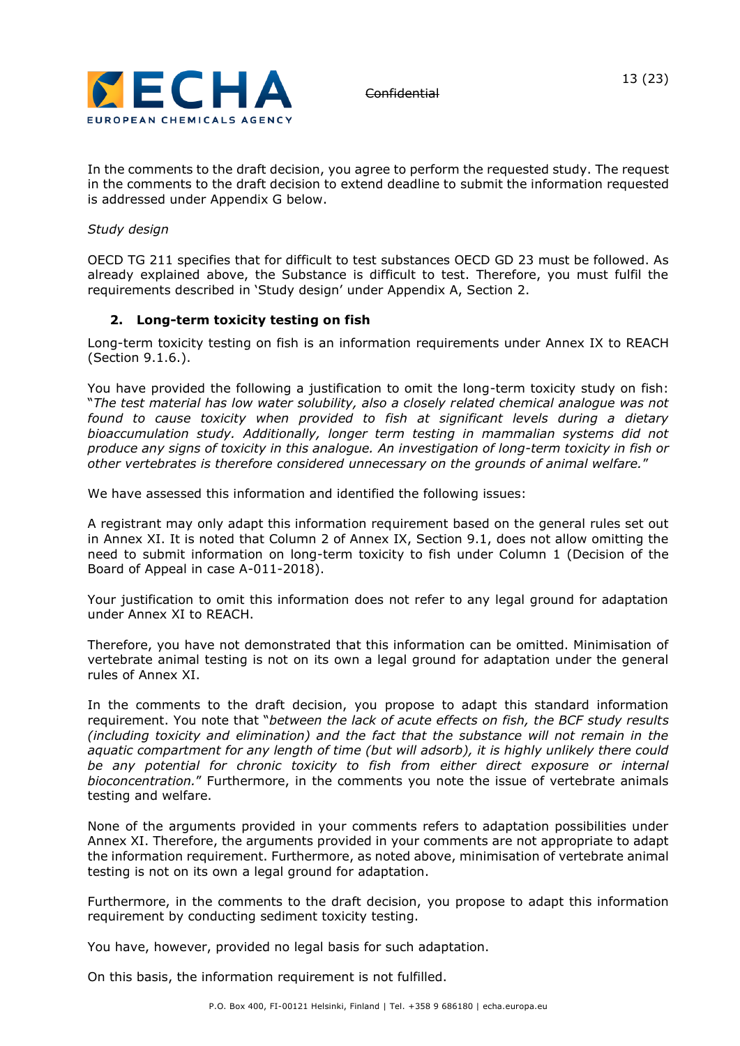In the comments to the draft decision, you agree to perform the requested study. The request in the comments to the draft decision to extend deadline to submit the information requested is addressed under Appendix G below.

*Study design*

OECD TG 211 specifies that for difficult to test substances OECD GD 23 must be followed. As already explained above, the Substance is difficult to test. Therefore, you must fulfil the requirements described in 'Study design' under Appendix A, Section 2.

### 2. Long-term toxicity testing on fish

Long-term toxicity testing on fish is an information requirements under Annex IX to REACH (Section 9.1.6.).

You have provided the following a justification to omit the long-term toxicity study on fish: "*The test material has low water solubility, also a closely related chemical analogue was not found to cause toxicity when provided to fish at significant levels during a dietary bioaccumulation study. Additionally, longer term testing in mammalian systems did not produce any signs of toxicity in this analogue. An investigation of long-term toxicity in fish or other vertebrates is therefore considered unnecessary on the grounds of animal welfare.*"

We have assessed this information and identified the following issues:

A registrant may only adapt this information requirement based on the general rules set out in Annex XI. It is noted that Column 2 of Annex IX, Section 9.1, does not allow omitting the need to submit information on long-term toxicity to fish under Column 1 (Decision of the Board of Appeal in case A-011-2018).

Your justification to omit this information does not refer to any legal ground for adaptation under Annex XI to REACH.

Therefore, you have not demonstrated that this information can be omitted. Minimisation of vertebrate animal testing is not on its own a legal ground for adaptation under the general rules of Annex XI.

In the comments to the draft decision, you propose to adapt this standard information requirement. You note that "*between the lack of acute effects on fish, the BCF study results (including toxicity and elimination) and the fact that the substance will not remain in the aquatic compartment for any length of time (but will adsorb), it is highly unlikely there could be any potential for chronic toxicity to fish from either direct exposure or internal bioconcentration.*" Furthermore, in the comments you note the issue of vertebrate animals testing and welfare.

None of the arguments provided in your comments refers to adaptation possibilities under Annex XI. Therefore, the arguments provided in your comments are not appropriate to adapt the information requirement. Furthermore, as noted above, minimisation of vertebrate animal testing is not on its own a legal ground for adaptation.

Furthermore, in the comments to the draft decision, you propose to adapt this information requirement by conducting sediment toxicity testing.

You have, however, provided no legal basis for such adaptation.

On this basis, the information requirement is not fulfilled.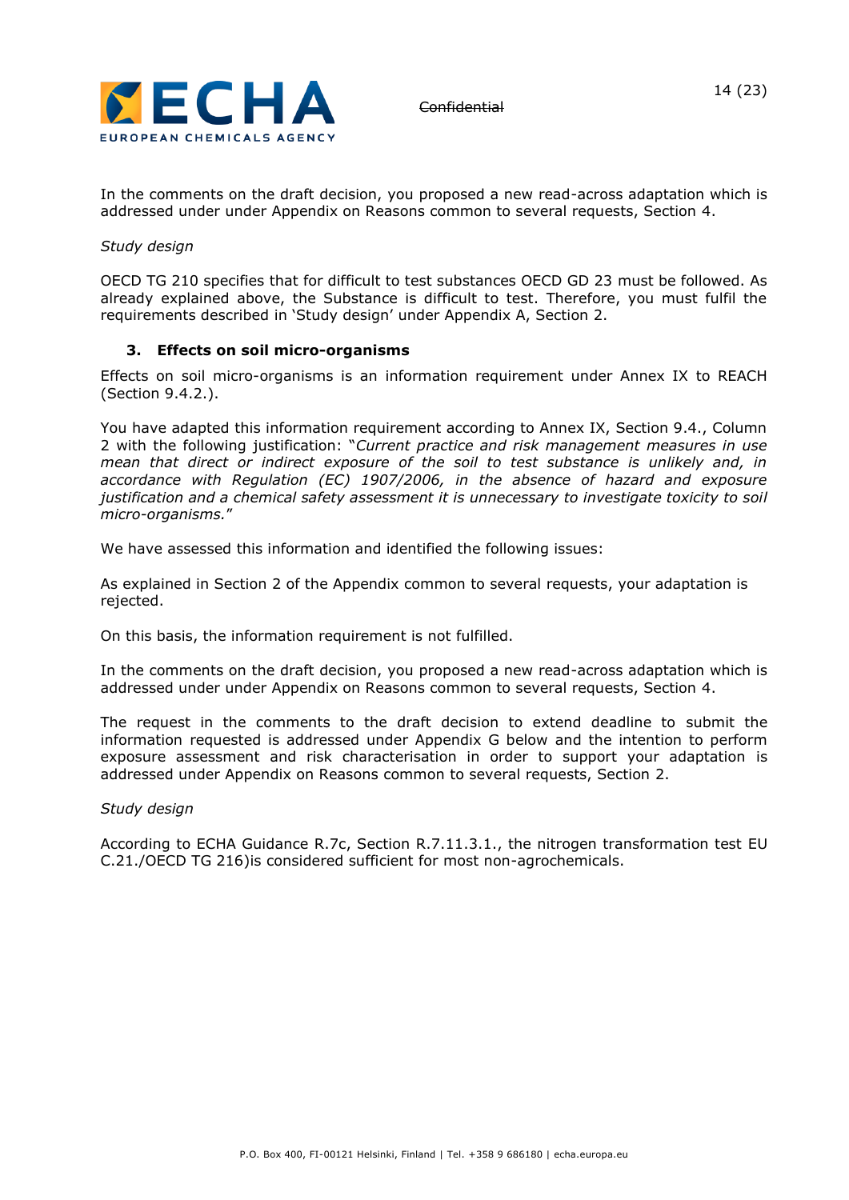In the comments on the draft decision, you proposed a new read-across adaptation which is addressed under under Appendix on Reasons common to several requests, Section 4.

*Study design*

OECD TG 210 specifies that for difficult to test substances OECD GD 23 must be followed. As already explained above, the Substance is difficult to test. Therefore, you must fulfil the requirements described in 'Study design' under Appendix A, Section 2.

### 3. Effects on soil micro-organisms

Effects on soil micro-organisms is an information requirement under Annex IX to REACH (Section 9.4.2.).

You have adapted this information requirement according to Annex IX, Section 9.4., Column 2 with the following justification: "*Current practice and risk management measures in use mean that direct or indirect exposure of the soil to test substance is unlikely and, in accordance with Regulation (EC) 1907/2006, in the absence of hazard and exposure justification and a chemical safety assessment it is unnecessary to investigate toxicity to soil micro-organisms.*"

We have assessed this information and identified the following issues:

As explained in Section 2 of the Appendix common to several requests, your adaptation is rejected.

On this basis, the information requirement is not fulfilled.

In the comments on the draft decision, you proposed a new read-across adaptation which is addressed under under Appendix on Reasons common to several requests, Section 4.

The request in the comments to the draft decision to extend deadline to submit the information requested is addressed under Appendix G below and the intention to perform exposure assessment and risk characterisation in order to support your adaptation is addressed under Appendix on Reasons common to several requests, Section 2.

*Study design*

According to ECHA Guidance R.7c, Section R.7.11.3.1., the nitrogen transformation test EU C.21./OECD TG 216)is considered sufficient for most non-agrochemicals.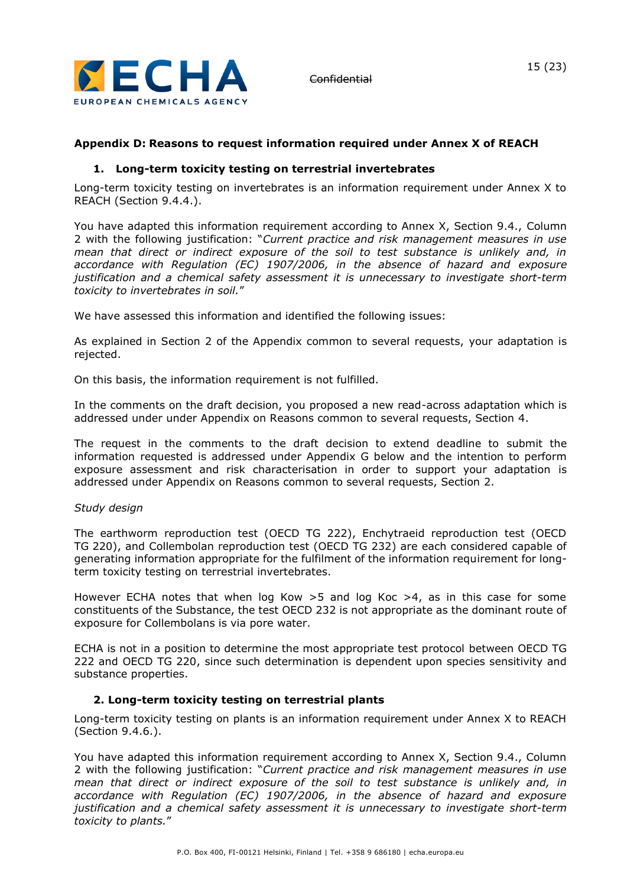## Appendix D: Reasons to request information required under Annex X of REACH

### 1. Long-term toxicity testing on terrestrial invertebrates

Long-term toxicity testing on invertebrates is an information requirement under Annex X to REACH (Section 9.4.4.).

You have adapted this information requirement according to Annex X, Section 9.4., Column 2 with the following justification: "*Current practice and risk management measures in use mean that direct or indirect exposure of the soil to test substance is unlikely and, in accordance with Regulation (EC) 1907/2006, in the absence of hazard and exposure justification and a chemical safety assessment it is unnecessary to investigate short-term toxicity to invertebrates in soil.*"

We have assessed this information and identified the following issues:

As explained in Section 2 of the Appendix common to several requests, your adaptation is rejected.

On this basis, the information requirement is not fulfilled.

In the comments on the draft decision, you proposed a new read-across adaptation which is addressed under under Appendix on Reasons common to several requests, Section 4.

The request in the comments to the draft decision to extend deadline to submit the information requested is addressed under Appendix G below and the intention to perform exposure assessment and risk characterisation in order to support your adaptation is addressed under Appendix on Reasons common to several requests, Section 2.

*Study design*

The earthworm reproduction test (OECD TG 222), Enchytraeid reproduction test (OECD TG 220), and Collembolan reproduction test (OECD TG 232) are each considered capable of generating information appropriate for the fulfilment of the information requirement for long-term toxicity testing on terrestrial invertebrates.

However ECHA notes that when log Kow >5 and log Koc >4, as in this case for some constituents of the Substance, the test OECD 232 is not appropriate as the dominant route of exposure for Collembolans is via pore water.

ECHA is not in a position to determine the most appropriate test protocol between OECD TG 222 and OECD TG 220, since such determination is dependent upon species sensitivity and substance properties.

### 2. Long-term toxicity testing on terrestrial plants

Long-term toxicity testing on plants is an information requirement under Annex X to REACH (Section 9.4.6.).

You have adapted this information requirement according to Annex X, Section 9.4., Column 2 with the following justification: "*Current practice and risk management measures in use mean that direct or indirect exposure of the soil to test substance is unlikely and, in accordance with Regulation (EC) 1907/2006, in the absence of hazard and exposure justification and a chemical safety assessment it is unnecessary to investigate short-term toxicity to plants.*"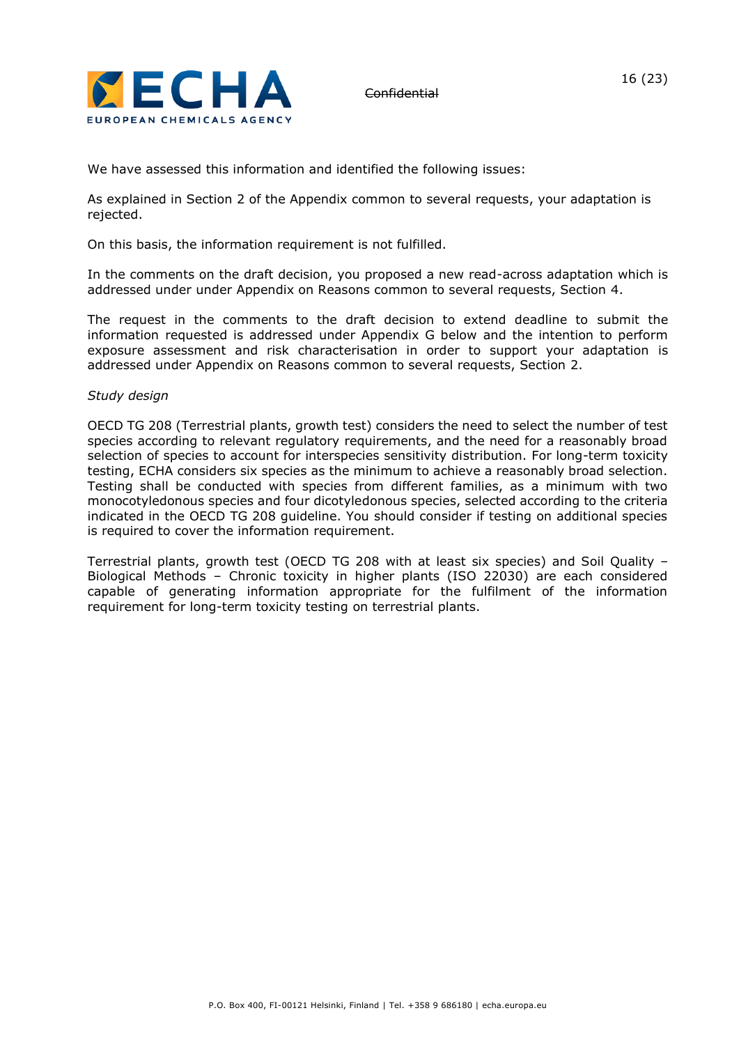We have assessed this information and identified the following issues:

As explained in Section 2 of the Appendix common to several requests, your adaptation is rejected.

On this basis, the information requirement is not fulfilled.

In the comments on the draft decision, you proposed a new read-across adaptation which is addressed under under Appendix on Reasons common to several requests, Section 4.

The request in the comments to the draft decision to extend deadline to submit the information requested is addressed under Appendix G below and the intention to perform exposure assessment and risk characterisation in order to support your adaptation is addressed under Appendix on Reasons common to several requests, Section 2.

*Study design*

OECD TG 208 (Terrestrial plants, growth test) considers the need to select the number of test species according to relevant regulatory requirements, and the need for a reasonably broad selection of species to account for interspecies sensitivity distribution. For long-term toxicity testing, ECHA considers six species as the minimum to achieve a reasonably broad selection. Testing shall be conducted with species from different families, as a minimum with two monocotyledonous species and four dicotyledonous species, selected according to the criteria indicated in the OECD TG 208 guideline. You should consider if testing on additional species is required to cover the information requirement.

Terrestrial plants, growth test (OECD TG 208 with at least six species) and Soil Quality – Biological Methods – Chronic toxicity in higher plants (ISO 22030) are each considered capable of generating information appropriate for the fulfilment of the information requirement for long-term toxicity testing on terrestrial plants.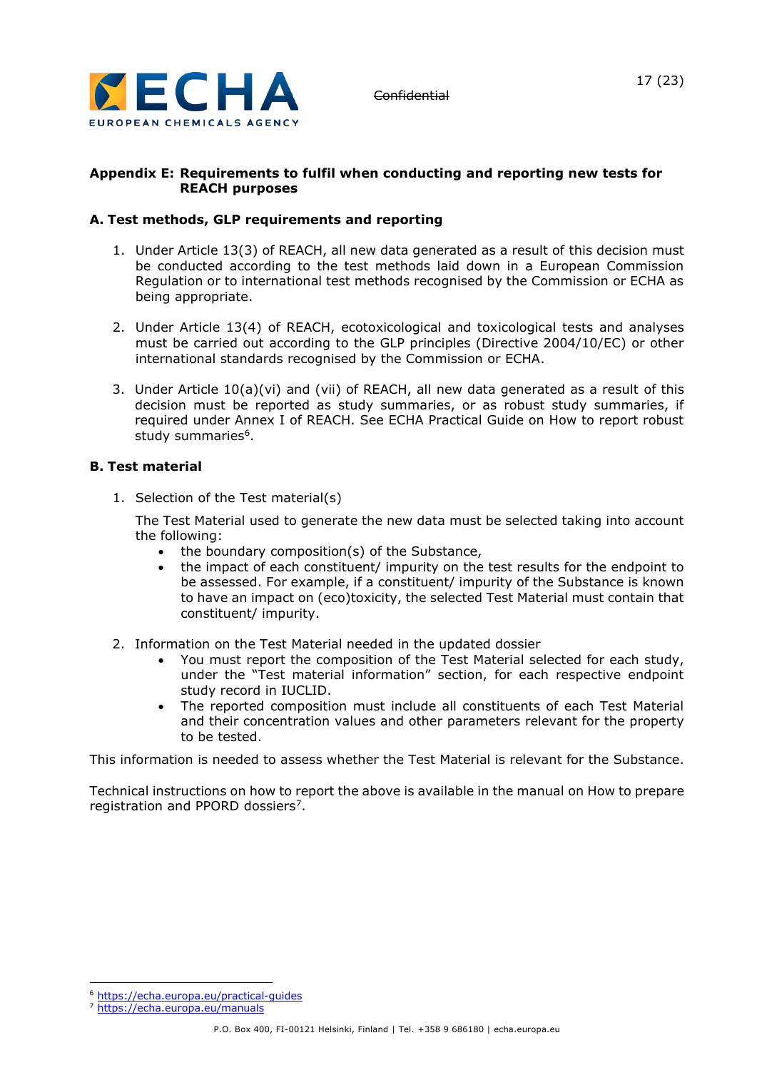## Appendix E: Requirements to fulfil when conducting and reporting new tests for REACH purposes

### A. Test methods, GLP requirements and reporting

1. Under Article 13(3) of REACH, all new data generated as a result of this decision must be conducted according to the test methods laid down in a European Commission Regulation or to international test methods recognised by the Commission or ECHA as being appropriate.

2. Under Article 13(4) of REACH, ecotoxicological and toxicological tests and analyses must be carried out according to the GLP principles (Directive 2004/10/EC) or other international standards recognised by the Commission or ECHA.

3. Under Article 10(a)(vi) and (vii) of REACH, all new data generated as a result of this decision must be reported as study summaries, or as robust study summaries, if required under Annex I of REACH. See ECHA Practical Guide on How to report robust study summaries[6].

### B. Test material

1. Selection of the Test material(s)

   The Test Material used to generate the new data must be selected taking into account the following:
   - the boundary composition(s) of the Substance,
   - the impact of each constituent/ impurity on the test results for the endpoint to be assessed. For example, if a constituent/ impurity of the Substance is known to have an impact on (eco)toxicity, the selected Test Material must contain that constituent/ impurity.

2. Information on the Test Material needed in the updated dossier
   - You must report the composition of the Test Material selected for each study, under the "Test material information" section, for each respective endpoint study record in IUCLID.
   - The reported composition must include all constituents of each Test Material and their concentration values and other parameters relevant for the property to be tested.

This information is needed to assess whether the Test Material is relevant for the Substance.

Technical instructions on how to report the above is available in the manual on How to prepare registration and PPORD dossiers[7].

---

[6] https://echa.europa.eu/practical-guides

[7] https://echa.europa.eu/manuals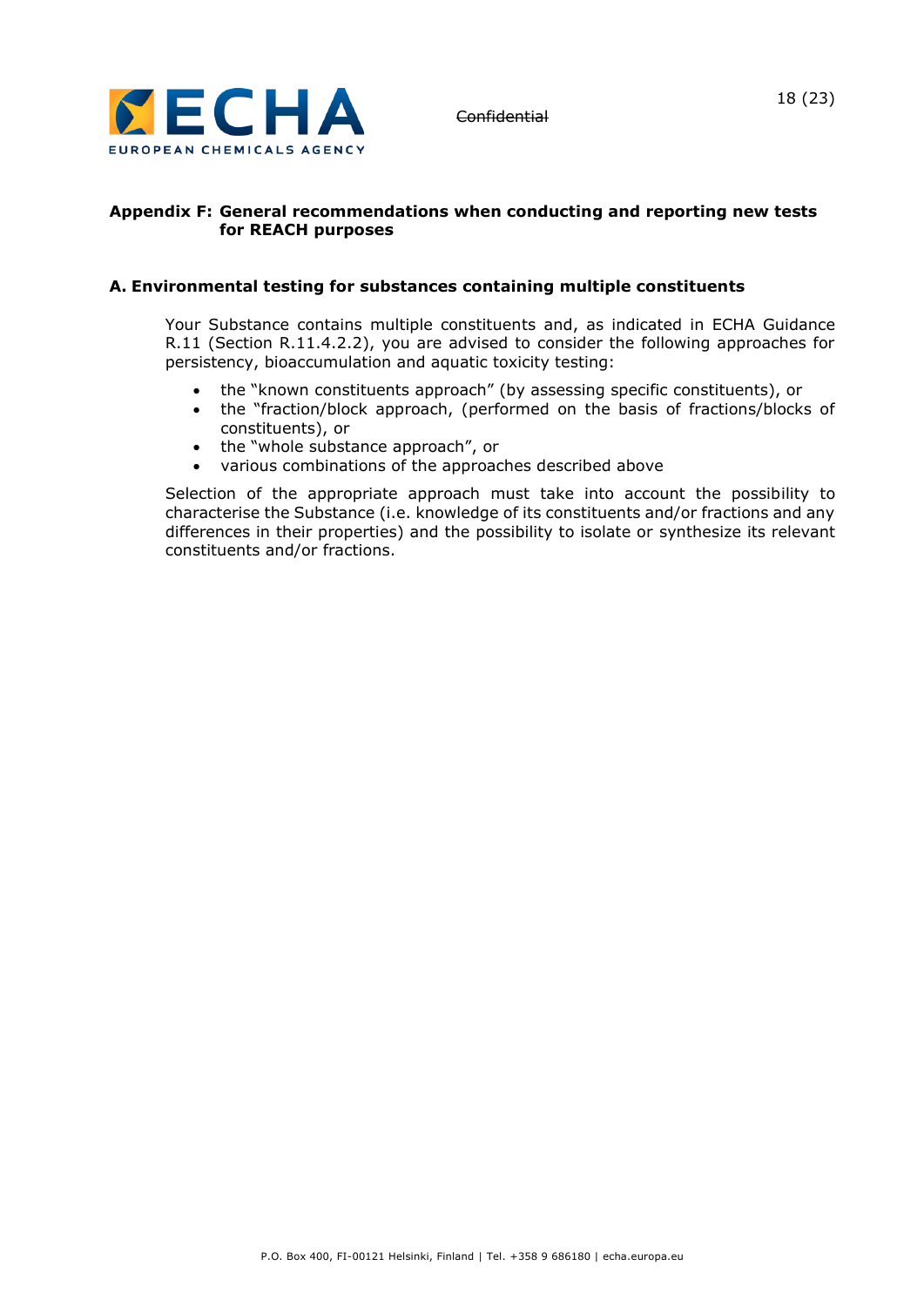## Appendix F: General recommendations when conducting and reporting new tests for REACH purposes

### A. Environmental testing for substances containing multiple constituents

Your Substance contains multiple constituents and, as indicated in ECHA Guidance R.11 (Section R.11.4.2.2), you are advised to consider the following approaches for persistency, bioaccumulation and aquatic toxicity testing:

- the "known constituents approach" (by assessing specific constituents), or
- the "fraction/block approach, (performed on the basis of fractions/blocks of constituents), or
- the "whole substance approach", or
- various combinations of the approaches described above

Selection of the appropriate approach must take into account the possibility to characterise the Substance (i.e. knowledge of its constituents and/or fractions and any differences in their properties) and the possibility to isolate or synthesize its relevant constituents and/or fractions.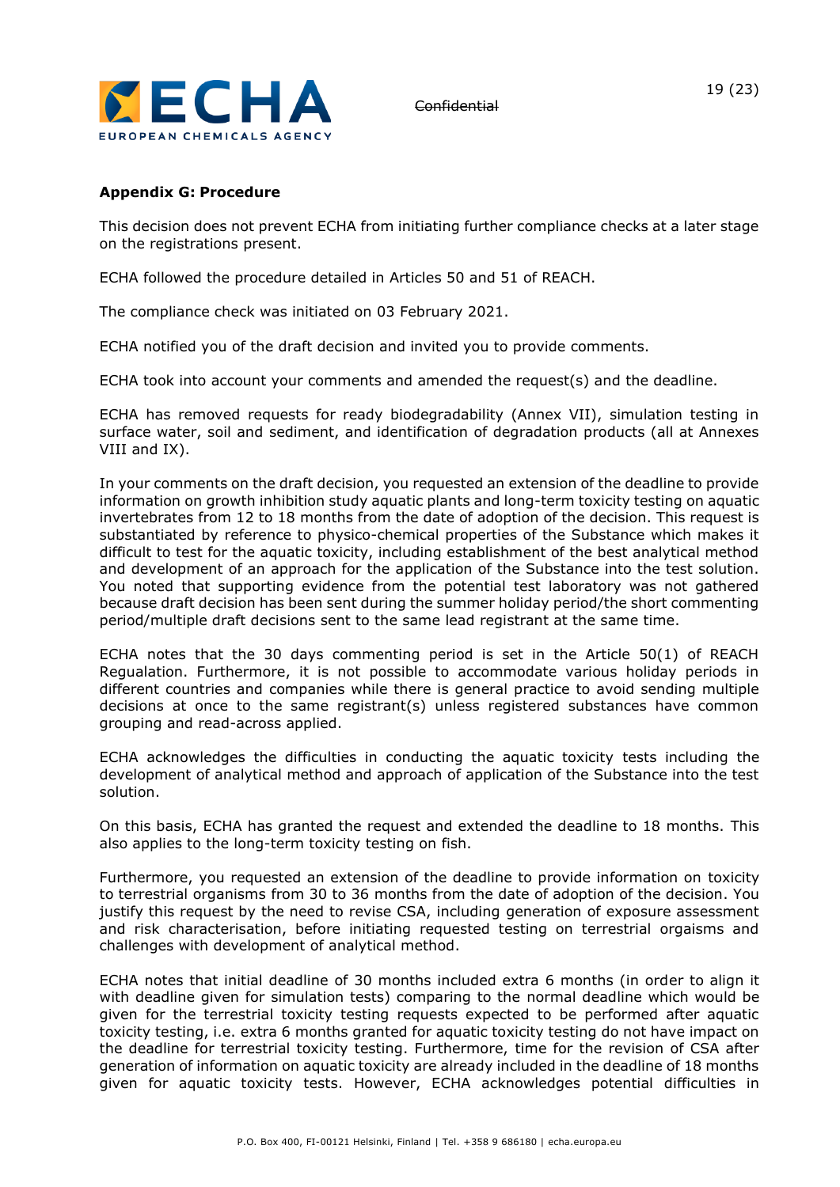## Appendix G: Procedure

This decision does not prevent ECHA from initiating further compliance checks at a later stage on the registrations present.

ECHA followed the procedure detailed in Articles 50 and 51 of REACH.

The compliance check was initiated on 03 February 2021.

ECHA notified you of the draft decision and invited you to provide comments.

ECHA took into account your comments and amended the request(s) and the deadline.

ECHA has removed requests for ready biodegradability (Annex VII), simulation testing in surface water, soil and sediment, and identification of degradation products (all at Annexes VIII and IX).

In your comments on the draft decision, you requested an extension of the deadline to provide information on growth inhibition study aquatic plants and long-term toxicity testing on aquatic invertebrates from 12 to 18 months from the date of adoption of the decision. This request is substantiated by reference to physico-chemical properties of the Substance which makes it difficult to test for the aquatic toxicity, including establishment of the best analytical method and development of an approach for the application of the Substance into the test solution. You noted that supporting evidence from the potential test laboratory was not gathered because draft decision has been sent during the summer holiday period/the short commenting period/multiple draft decisions sent to the same lead registrant at the same time.

ECHA notes that the 30 days commenting period is set in the Article 50(1) of REACH Regualation. Furthermore, it is not possible to accommodate various holiday periods in different countries and companies while there is general practice to avoid sending multiple decisions at once to the same registrant(s) unless registered substances have common grouping and read-across applied.

ECHA acknowledges the difficulties in conducting the aquatic toxicity tests including the development of analytical method and approach of application of the Substance into the test solution.

On this basis, ECHA has granted the request and extended the deadline to 18 months. This also applies to the long-term toxicity testing on fish.

Furthermore, you requested an extension of the deadline to provide information on toxicity to terrestrial organisms from 30 to 36 months from the date of adoption of the decision. You justify this request by the need to revise CSA, including generation of exposure assessment and risk characterisation, before initiating requested testing on terrestrial orgaisms and challenges with development of analytical method.

ECHA notes that initial deadline of 30 months included extra 6 months (in order to align it with deadline given for simulation tests) comparing to the normal deadline which would be given for the terrestrial toxicity testing requests expected to be performed after aquatic toxicity testing, i.e. extra 6 months granted for aquatic toxicity testing do not have impact on the deadline for terrestrial toxicity testing. Furthermore, time for the revision of CSA after generation of information on aquatic toxicity are already included in the deadline of 18 months given for aquatic toxicity tests. However, ECHA acknowledges potential difficulties in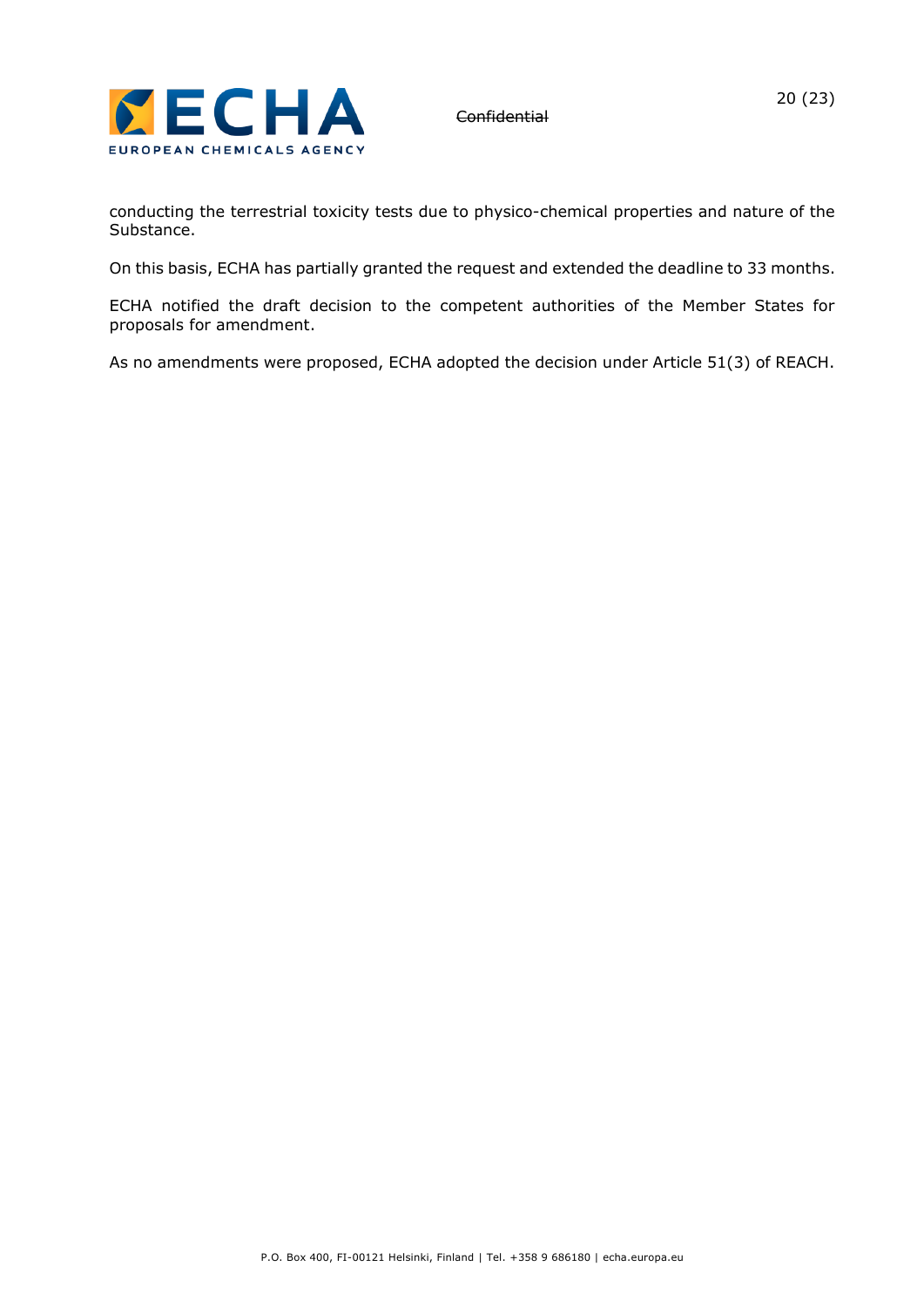conducting the terrestrial toxicity tests due to physico-chemical properties and nature of the Substance.

On this basis, ECHA has partially granted the request and extended the deadline to 33 months.

ECHA notified the draft decision to the competent authorities of the Member States for proposals for amendment.

As no amendments were proposed, ECHA adopted the decision under Article 51(3) of REACH.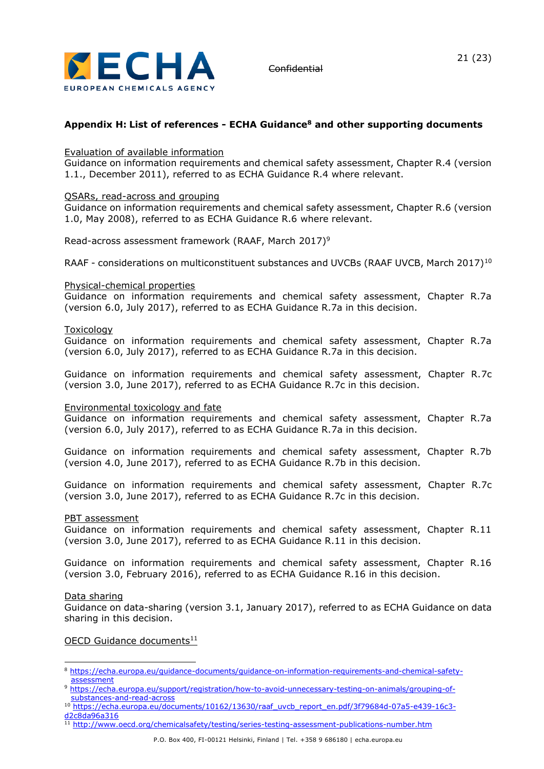## Appendix H: List of references - ECHA Guidance[8] and other supporting documents

Evaluation of available information
Guidance on information requirements and chemical safety assessment, Chapter R.4 (version 1.1., December 2011), referred to as ECHA Guidance R.4 where relevant.

QSARs, read-across and grouping
Guidance on information requirements and chemical safety assessment, Chapter R.6 (version 1.0, May 2008), referred to as ECHA Guidance R.6 where relevant.

Read-across assessment framework (RAAF, March 2017)[9]

RAAF - considerations on multiconstituent substances and UVCBs (RAAF UVCB, March 2017)[10]

Physical-chemical properties
Guidance on information requirements and chemical safety assessment, Chapter R.7a (version 6.0, July 2017), referred to as ECHA Guidance R.7a in this decision.

Toxicology
Guidance on information requirements and chemical safety assessment, Chapter R.7a (version 6.0, July 2017), referred to as ECHA Guidance R.7a in this decision.

Guidance on information requirements and chemical safety assessment, Chapter R.7c (version 3.0, June 2017), referred to as ECHA Guidance R.7c in this decision.

Environmental toxicology and fate
Guidance on information requirements and chemical safety assessment, Chapter R.7a (version 6.0, July 2017), referred to as ECHA Guidance R.7a in this decision.

Guidance on information requirements and chemical safety assessment, Chapter R.7b (version 4.0, June 2017), referred to as ECHA Guidance R.7b in this decision.

Guidance on information requirements and chemical safety assessment, Chapter R.7c (version 3.0, June 2017), referred to as ECHA Guidance R.7c in this decision.

PBT assessment
Guidance on information requirements and chemical safety assessment, Chapter R.11 (version 3.0, June 2017), referred to as ECHA Guidance R.11 in this decision.

Guidance on information requirements and chemical safety assessment, Chapter R.16 (version 3.0, February 2016), referred to as ECHA Guidance R.16 in this decision.

Data sharing
Guidance on data-sharing (version 3.1, January 2017), referred to as ECHA Guidance on data sharing in this decision.

OECD Guidance documents[11]

---

[8] https://echa.europa.eu/guidance-documents/guidance-on-information-requirements-and-chemical-safety-assessment

[9] https://echa.europa.eu/support/registration/how-to-avoid-unnecessary-testing-on-animals/grouping-of-substances-and-read-across

[10] https://echa.europa.eu/documents/10162/13630/raaf_uvcb_report_en.pdf/3f79684d-07a5-e439-16c3-d2c8da96a316

[11] http://www.oecd.org/chemicalsafety/testing/series-testing-assessment-publications-number.htm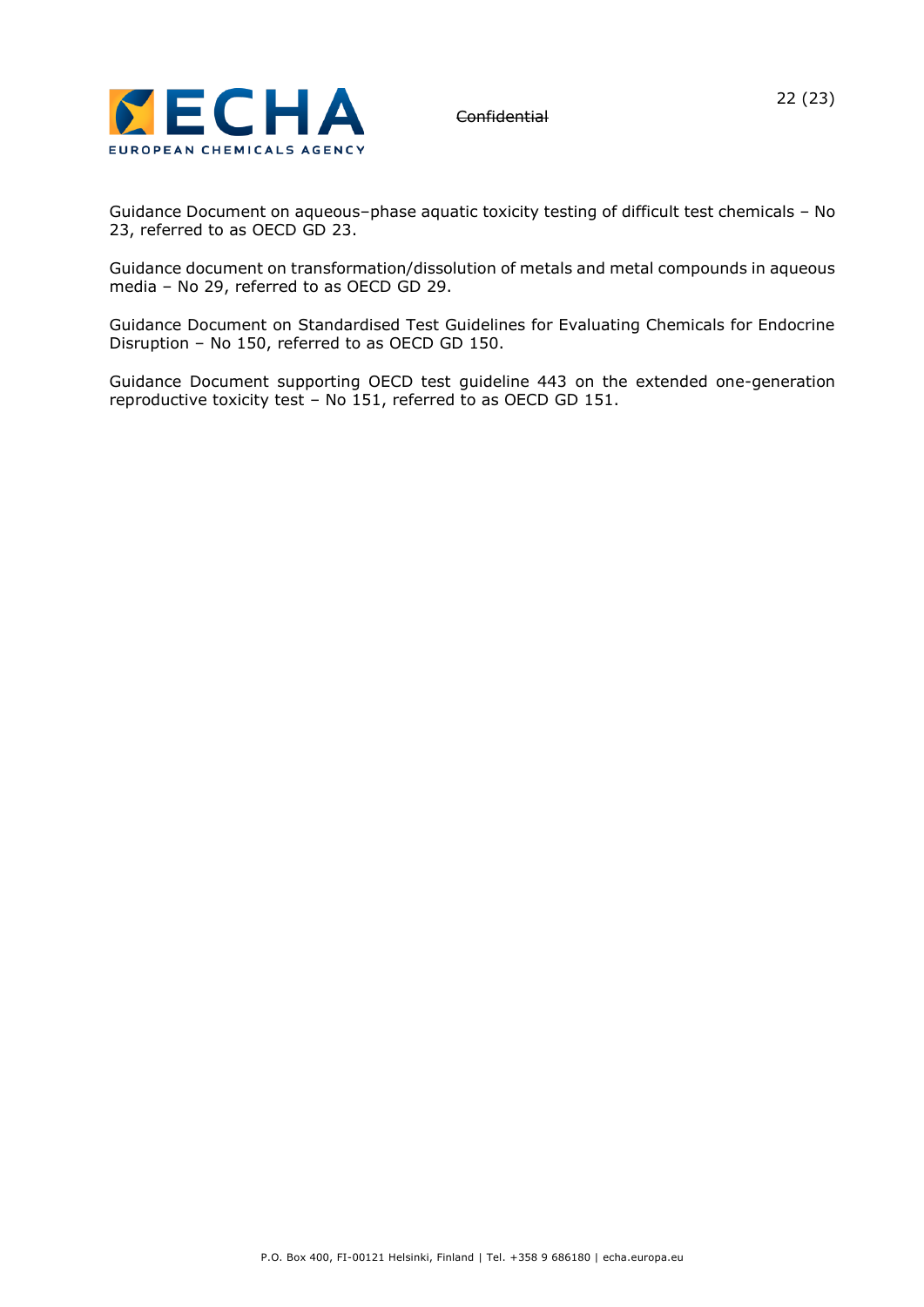Guidance Document on aqueous–phase aquatic toxicity testing of difficult test chemicals – No 23, referred to as OECD GD 23.

Guidance document on transformation/dissolution of metals and metal compounds in aqueous media – No 29, referred to as OECD GD 29.

Guidance Document on Standardised Test Guidelines for Evaluating Chemicals for Endocrine Disruption – No 150, referred to as OECD GD 150.

Guidance Document supporting OECD test guideline 443 on the extended one-generation reproductive toxicity test – No 151, referred to as OECD GD 151.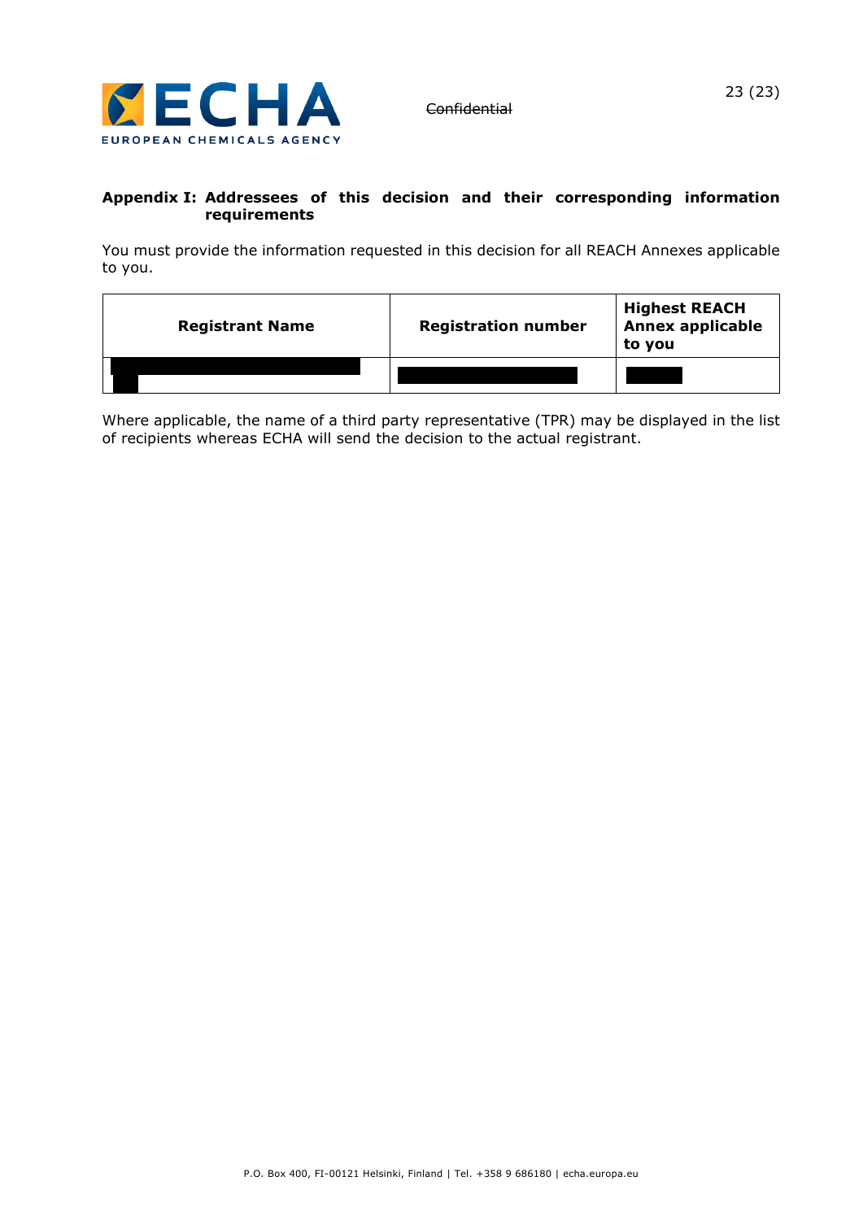**Appendix I: Addressees of this decision and their corresponding information requirements**

You must provide the information requested in this decision for all REACH Annexes applicable to you.

| Registrant Name | Registration number | Highest REACH Annex applicable to you |
|---|---|---|
| | | |

Where applicable, the name of a third party representative (TPR) may be displayed in the list of recipients whereas ECHA will send the decision to the actual registrant.